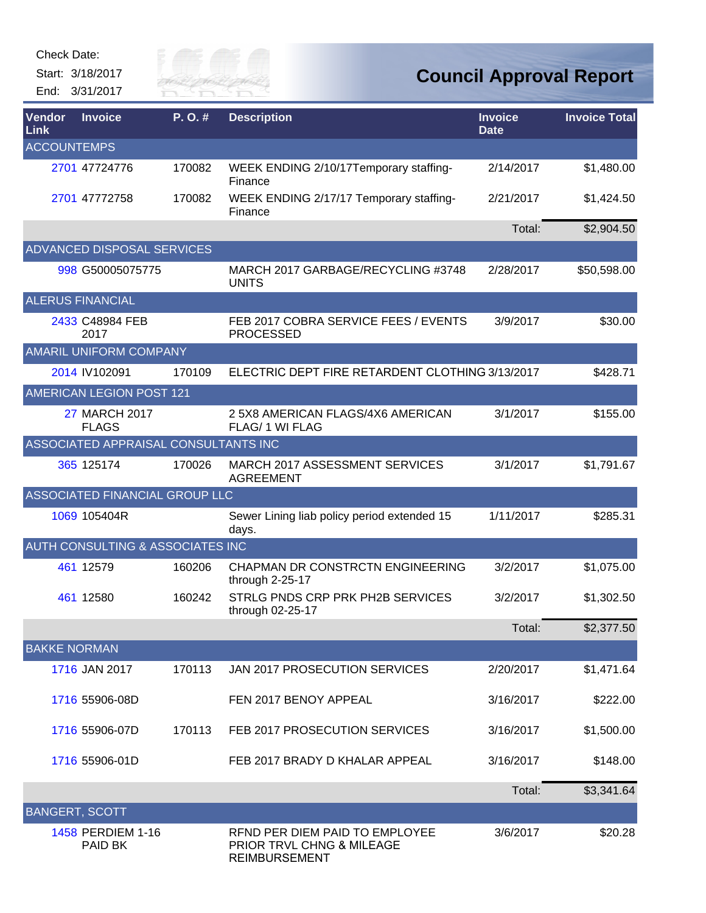Check Date:

Start: 3/18/2017

End: 3/31/2017

# Council Approval Report

| Vendor Link | Invoice | P. O. # | Description | Invoice Date | Invoice Total |
|---|---|---|---|---|---|
| **ACCOUNTEMPS** | | | | | |
| 2701 | 47724776 | 170082 | WEEK ENDING 2/10/17Temporary staffing-Finance | 2/14/2017 | $1,480.00 |
| 2701 | 47772758 | 170082 | WEEK ENDING 2/17/17 Temporary staffing-Finance | 2/21/2017 | $1,424.50 |
| | | | | Total: | $2,904.50 |
| **ADVANCED DISPOSAL SERVICES** | | | | | |
| 998 | G50005075775 | | MARCH 2017 GARBAGE/RECYCLING #3748 UNITS | 2/28/2017 | $50,598.00 |
| **ALERUS FINANCIAL** | | | | | |
| 2433 | C48984 FEB 2017 | | FEB 2017 COBRA SERVICE FEES / EVENTS PROCESSED | 3/9/2017 | $30.00 |
| **AMARIL UNIFORM COMPANY** | | | | | |
| 2014 | IV102091 | 170109 | ELECTRIC DEPT FIRE RETARDENT CLOTHING | 3/13/2017 | $428.71 |
| **AMERICAN LEGION POST 121** | | | | | |
| 27 | MARCH 2017 FLAGS | | 2 5X8 AMERICAN FLAGS/4X6 AMERICAN FLAG/ 1 WI FLAG | 3/1/2017 | $155.00 |
| **ASSOCIATED APPRAISAL CONSULTANTS INC** | | | | | |
| 365 | 125174 | 170026 | MARCH 2017 ASSESSMENT SERVICES AGREEMENT | 3/1/2017 | $1,791.67 |
| **ASSOCIATED FINANCIAL GROUP LLC** | | | | | |
| 1069 | 105404R | | Sewer Lining liab policy period extended 15 days. | 1/11/2017 | $285.31 |
| **AUTH CONSULTING & ASSOCIATES INC** | | | | | |
| 461 | 12579 | 160206 | CHAPMAN DR CONSTRCTN ENGINEERING through 2-25-17 | 3/2/2017 | $1,075.00 |
| 461 | 12580 | 160242 | STRLG PNDS CRP PRK PH2B SERVICES through 02-25-17 | 3/2/2017 | $1,302.50 |
| | | | | Total: | $2,377.50 |
| **BAKKE NORMAN** | | | | | |
| 1716 | JAN 2017 | 170113 | JAN 2017 PROSECUTION SERVICES | 2/20/2017 | $1,471.64 |
| 1716 | 55906-08D | | FEN 2017 BENOY APPEAL | 3/16/2017 | $222.00 |
| 1716 | 55906-07D | 170113 | FEB 2017 PROSECUTION SERVICES | 3/16/2017 | $1,500.00 |
| 1716 | 55906-01D | | FEB 2017 BRADY D KHALAR APPEAL | 3/16/2017 | $148.00 |
| | | | | Total: | $3,341.64 |
| **BANGERT, SCOTT** | | | | | |
| 1458 | PERDIEM 1-16 PAID BK | | RFND PER DIEM PAID TO EMPLOYEE PRIOR TRVL CHNG & MILEAGE REIMBURSEMENT | 3/6/2017 | $20.28 |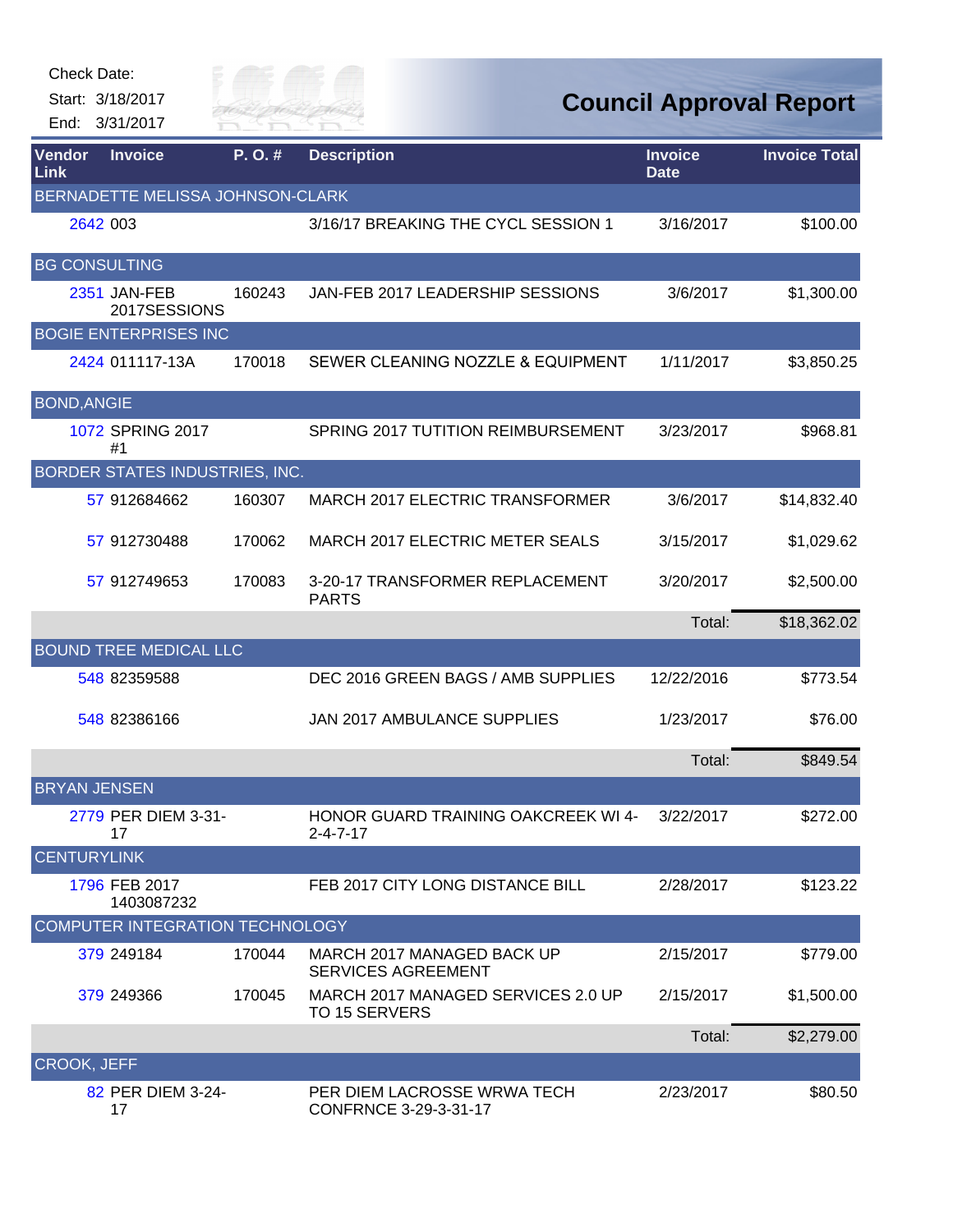Check Date:
Start: 3/18/2017
End: 3/31/2017

# Council Approval Report

| Vendor Link | Invoice | P. O. # | Description | Invoice Date | Invoice Total |
|---|---|---|---|---|---|
| BERNADETTE MELISSA JOHNSON-CLARK | | | | | |
| 2642 | 003 | | 3/16/17 BREAKING THE CYCL SESSION 1 | 3/16/2017 | $100.00 |
| BG CONSULTING | | | | | |
| 2351 | JAN-FEB 2017SESSIONS | 160243 | JAN-FEB 2017 LEADERSHIP SESSIONS | 3/6/2017 | $1,300.00 |
| BOGIE ENTERPRISES INC | | | | | |
| 2424 | 011117-13A | 170018 | SEWER CLEANING NOZZLE & EQUIPMENT | 1/11/2017 | $3,850.25 |
| BOND,ANGIE | | | | | |
| 1072 | SPRING 2017 #1 | | SPRING 2017 TUTITION REIMBURSEMENT | 3/23/2017 | $968.81 |
| BORDER STATES INDUSTRIES, INC. | | | | | |
| 57 | 912684662 | 160307 | MARCH 2017 ELECTRIC TRANSFORMER | 3/6/2017 | $14,832.40 |
| 57 | 912730488 | 170062 | MARCH 2017 ELECTRIC METER SEALS | 3/15/2017 | $1,029.62 |
| 57 | 912749653 | 170083 | 3-20-17 TRANSFORMER REPLACEMENT PARTS | 3/20/2017 | $2,500.00 |
| | | | | Total: | $18,362.02 |
| BOUND TREE MEDICAL LLC | | | | | |
| 548 | 82359588 | | DEC 2016 GREEN BAGS / AMB SUPPLIES | 12/22/2016 | $773.54 |
| 548 | 82386166 | | JAN 2017 AMBULANCE SUPPLIES | 1/23/2017 | $76.00 |
| | | | | Total: | $849.54 |
| BRYAN JENSEN | | | | | |
| 2779 | PER DIEM 3-31-17 | | HONOR GUARD TRAINING OAKCREEK WI 4-2-4-7-17 | 3/22/2017 | $272.00 |
| CENTURYLINK | | | | | |
| 1796 | FEB 2017 1403087232 | | FEB 2017 CITY LONG DISTANCE BILL | 2/28/2017 | $123.22 |
| COMPUTER INTEGRATION TECHNOLOGY | | | | | |
| 379 | 249184 | 170044 | MARCH 2017 MANAGED BACK UP SERVICES AGREEMENT | 2/15/2017 | $779.00 |
| 379 | 249366 | 170045 | MARCH 2017 MANAGED SERVICES 2.0 UP TO 15 SERVERS | 2/15/2017 | $1,500.00 |
| | | | | Total: | $2,279.00 |
| CROOK, JEFF | | | | | |
| 82 | PER DIEM 3-24-17 | | PER DIEM LACROSSE WRWA TECH CONFRNCE 3-29-3-31-17 | 2/23/2017 | $80.50 |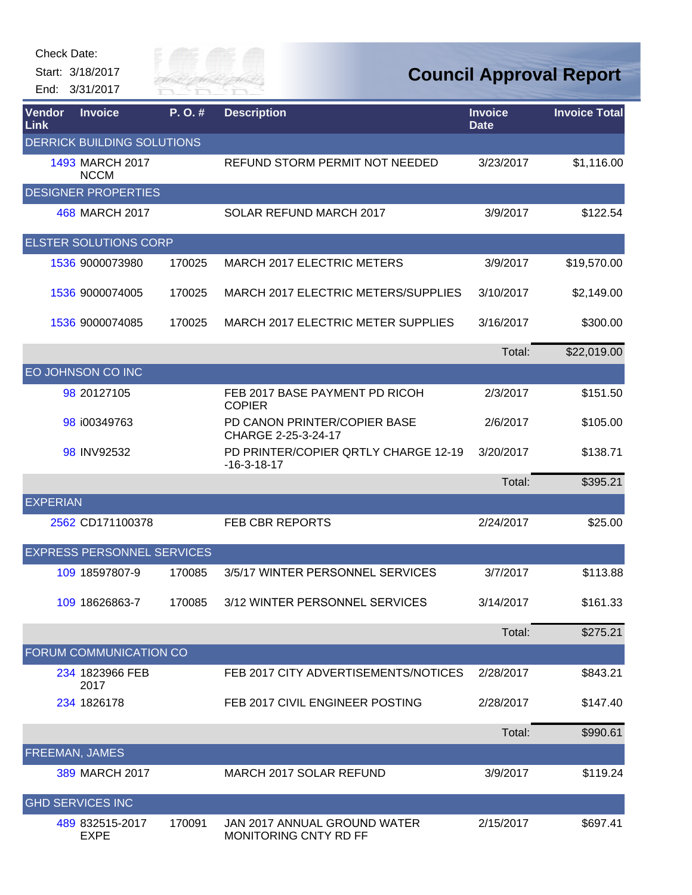Check Date:

Start: 3/18/2017

End: 3/31/2017

# Council Approval Report

| Vendor Link | Invoice | P. O. # | Description | Invoice Date | Invoice Total |
|---|---|---|---|---|---|
| DERRICK BUILDING SOLUTIONS | | | | | |
| 1493 | MARCH 2017 NCCM | | REFUND STORM PERMIT NOT NEEDED | 3/23/2017 | $1,116.00 |
| DESIGNER PROPERTIES | | | | | |
| 468 | MARCH 2017 | | SOLAR REFUND MARCH 2017 | 3/9/2017 | $122.54 |
| ELSTER SOLUTIONS CORP | | | | | |
| 1536 | 9000073980 | 170025 | MARCH 2017 ELECTRIC METERS | 3/9/2017 | $19,570.00 |
| 1536 | 9000074005 | 170025 | MARCH 2017 ELECTRIC METERS/SUPPLIES | 3/10/2017 | $2,149.00 |
| 1536 | 9000074085 | 170025 | MARCH 2017 ELECTRIC METER SUPPLIES | 3/16/2017 | $300.00 |
| | | | | Total: | $22,019.00 |
| EO JOHNSON CO INC | | | | | |
| 98 | 20127105 | | FEB 2017 BASE PAYMENT PD RICOH COPIER | 2/3/2017 | $151.50 |
| 98 | i00349763 | | PD CANON PRINTER/COPIER BASE CHARGE 2-25-3-24-17 | 2/6/2017 | $105.00 |
| 98 | INV92532 | | PD PRINTER/COPIER QRTLY CHARGE 12-19-16-3-18-17 | 3/20/2017 | $138.71 |
| | | | | Total: | $395.21 |
| EXPERIAN | | | | | |
| 2562 | CD171100378 | | FEB CBR REPORTS | 2/24/2017 | $25.00 |
| EXPRESS PERSONNEL SERVICES | | | | | |
| 109 | 18597807-9 | 170085 | 3/5/17 WINTER PERSONNEL SERVICES | 3/7/2017 | $113.88 |
| 109 | 18626863-7 | 170085 | 3/12 WINTER PERSONNEL SERVICES | 3/14/2017 | $161.33 |
| | | | | Total: | $275.21 |
| FORUM COMMUNICATION CO | | | | | |
| 234 | 1823966 FEB 2017 | | FEB 2017 CITY ADVERTISEMENTS/NOTICES | 2/28/2017 | $843.21 |
| 234 | 1826178 | | FEB 2017 CIVIL ENGINEER POSTING | 2/28/2017 | $147.40 |
| | | | | Total: | $990.61 |
| FREEMAN, JAMES | | | | | |
| 389 | MARCH 2017 | | MARCH 2017 SOLAR REFUND | 3/9/2017 | $119.24 |
| GHD SERVICES INC | | | | | |
| 489 | 832515-2017 EXPE | 170091 | JAN 2017 ANNUAL GROUND WATER MONITORING CNTY RD FF | 2/15/2017 | $697.41 |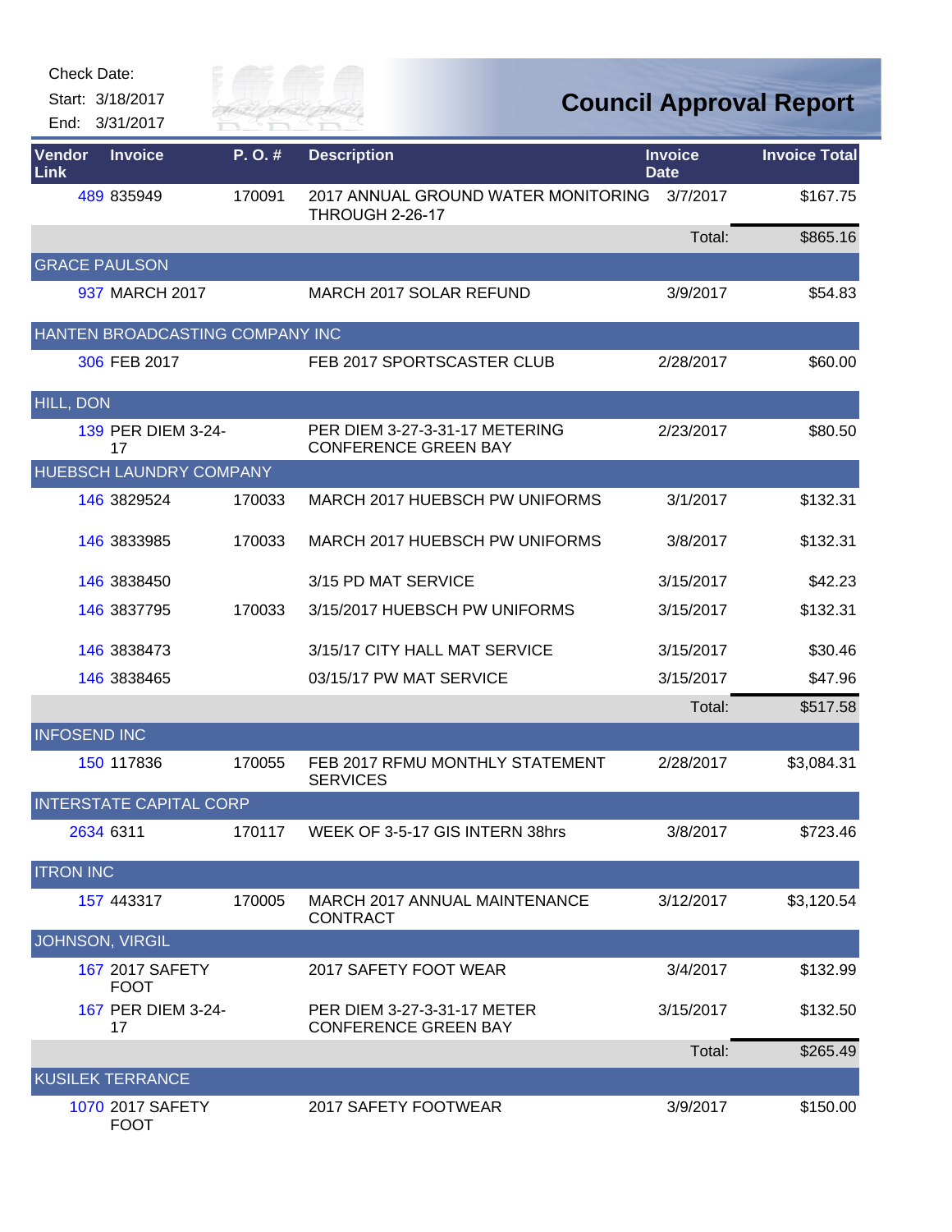Check Date:

Start: 3/18/2017

End: 3/31/2017

# Council Approval Report

| Vendor Link | Invoice | P. O. # | Description | Invoice Date | Invoice Total |
|---|---|---|---|---|---|
| 489 | 835949 | 170091 | 2017 ANNUAL GROUND WATER MONITORING THROUGH 2-26-17 | 3/7/2017 | $167.75 |
| | | | | Total: | $865.16 |
| GRACE PAULSON | | | | | |
| 937 | MARCH 2017 | | MARCH 2017 SOLAR REFUND | 3/9/2017 | $54.83 |
| HANTEN BROADCASTING COMPANY INC | | | | | |
| 306 | FEB 2017 | | FEB 2017 SPORTSCASTER CLUB | 2/28/2017 | $60.00 |
| HILL, DON | | | | | |
| 139 | PER DIEM 3-24-17 | | PER DIEM 3-27-3-31-17 METERING CONFERENCE GREEN BAY | 2/23/2017 | $80.50 |
| HUEBSCH LAUNDRY COMPANY | | | | | |
| 146 | 3829524 | 170033 | MARCH 2017 HUEBSCH PW UNIFORMS | 3/1/2017 | $132.31 |
| 146 | 3833985 | 170033 | MARCH 2017 HUEBSCH PW UNIFORMS | 3/8/2017 | $132.31 |
| 146 | 3838450 | | 3/15 PD MAT SERVICE | 3/15/2017 | $42.23 |
| 146 | 3837795 | 170033 | 3/15/2017 HUEBSCH PW UNIFORMS | 3/15/2017 | $132.31 |
| 146 | 3838473 | | 3/15/17 CITY HALL MAT SERVICE | 3/15/2017 | $30.46 |
| 146 | 3838465 | | 03/15/17 PW MAT SERVICE | 3/15/2017 | $47.96 |
| | | | | Total: | $517.58 |
| INFOSEND INC | | | | | |
| 150 | 117836 | 170055 | FEB 2017 RFMU MONTHLY STATEMENT SERVICES | 2/28/2017 | $3,084.31 |
| INTERSTATE CAPITAL CORP | | | | | |
| 2634 | 6311 | 170117 | WEEK OF 3-5-17 GIS INTERN 38hrs | 3/8/2017 | $723.46 |
| ITRON INC | | | | | |
| 157 | 443317 | 170005 | MARCH 2017 ANNUAL MAINTENANCE CONTRACT | 3/12/2017 | $3,120.54 |
| JOHNSON, VIRGIL | | | | | |
| 167 | 2017 SAFETY FOOT | | 2017 SAFETY FOOT WEAR | 3/4/2017 | $132.99 |
| 167 | PER DIEM 3-24-17 | | PER DIEM 3-27-3-31-17 METER CONFERENCE GREEN BAY | 3/15/2017 | $132.50 |
| | | | | Total: | $265.49 |
| KUSILEK TERRANCE | | | | | |
| 1070 | 2017 SAFETY FOOT | | 2017 SAFETY FOOTWEAR | 3/9/2017 | $150.00 |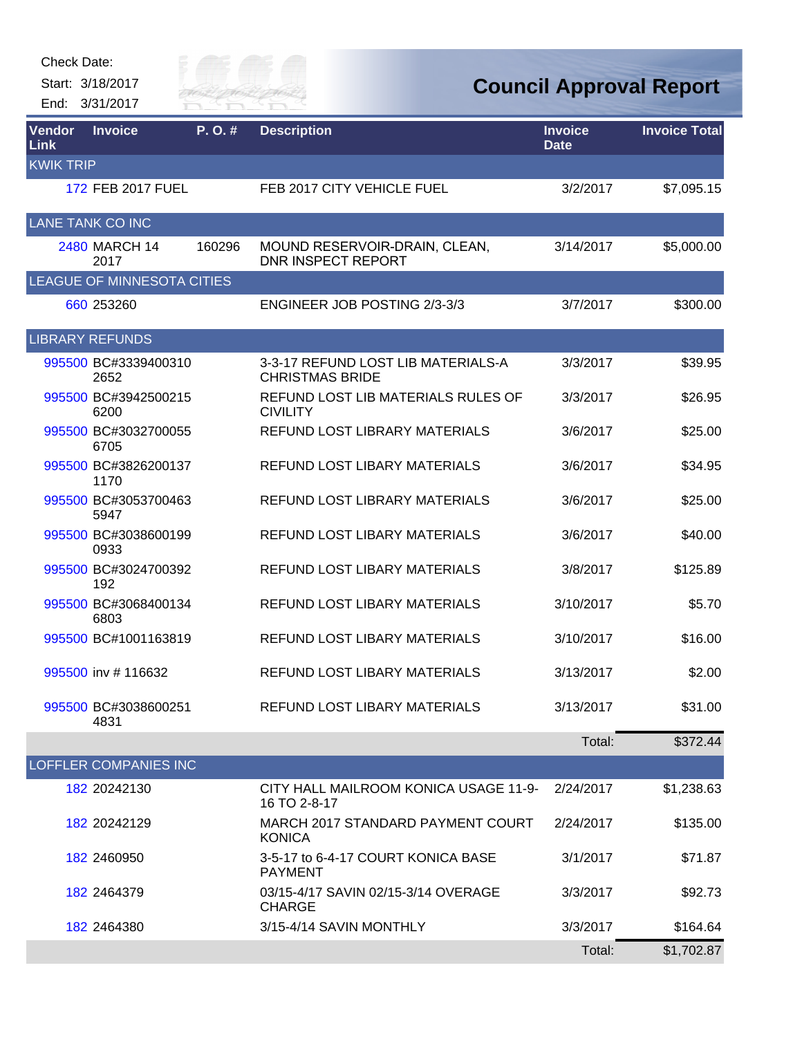Check Date:

Start: 3/18/2017

End: 3/31/2017

# Council Approval Report

| Vendor Link | Invoice | P. O. # | Description | Invoice Date | Invoice Total |
|---|---|---|---|---|---|
| **KWIK TRIP** | | | | | |
| 172 | FEB 2017 FUEL | | FEB 2017 CITY VEHICLE FUEL | 3/2/2017 | $7,095.15 |
| **LANE TANK CO INC** | | | | | |
| 2480 | MARCH 14 2017 | 160296 | MOUND RESERVOIR-DRAIN, CLEAN, DNR INSPECT REPORT | 3/14/2017 | $5,000.00 |
| **LEAGUE OF MINNESOTA CITIES** | | | | | |
| 660 | 253260 | | ENGINEER JOB POSTING 2/3-3/3 | 3/7/2017 | $300.00 |
| **LIBRARY REFUNDS** | | | | | |
| 995500 | BC#33394003102652 | | 3-3-17 REFUND LOST LIB MATERIALS-A CHRISTMAS BRIDE | 3/3/2017 | $39.95 |
| 995500 | BC#39425002156200 | | REFUND LOST LIB MATERIALS RULES OF CIVILITY | 3/3/2017 | $26.95 |
| 995500 | BC#30327000556705 | | REFUND LOST LIBRARY MATERIALS | 3/6/2017 | $25.00 |
| 995500 | BC#38262001371170 | | REFUND LOST LIBARY MATERIALS | 3/6/2017 | $34.95 |
| 995500 | BC#30537004635947 | | REFUND LOST LIBRARY MATERIALS | 3/6/2017 | $25.00 |
| 995500 | BC#30386001990933 | | REFUND LOST LIBARY MATERIALS | 3/6/2017 | $40.00 |
| 995500 | BC#3024700392192 | | REFUND LOST LIBARY MATERIALS | 3/8/2017 | $125.89 |
| 995500 | BC#30684001346803 | | REFUND LOST LIBARY MATERIALS | 3/10/2017 | $5.70 |
| 995500 | BC#1001163819 | | REFUND LOST LIBARY MATERIALS | 3/10/2017 | $16.00 |
| 995500 | inv # 116632 | | REFUND LOST LIBARY MATERIALS | 3/13/2017 | $2.00 |
| 995500 | BC#30386002514831 | | REFUND LOST LIBARY MATERIALS | 3/13/2017 | $31.00 |
| | | | | Total: | $372.44 |
| **LOFFLER COMPANIES INC** | | | | | |
| 182 | 20242130 | | CITY HALL MAILROOM KONICA USAGE 11-9-16 TO 2-8-17 | 2/24/2017 | $1,238.63 |
| 182 | 20242129 | | MARCH 2017 STANDARD PAYMENT COURT KONICA | 2/24/2017 | $135.00 |
| 182 | 2460950 | | 3-5-17 to 6-4-17 COURT KONICA BASE PAYMENT | 3/1/2017 | $71.87 |
| 182 | 2464379 | | 03/15-4/17 SAVIN 02/15-3/14 OVERAGE CHARGE | 3/3/2017 | $92.73 |
| 182 | 2464380 | | 3/15-4/14 SAVIN MONTHLY | 3/3/2017 | $164.64 |
| | | | | Total: | $1,702.87 |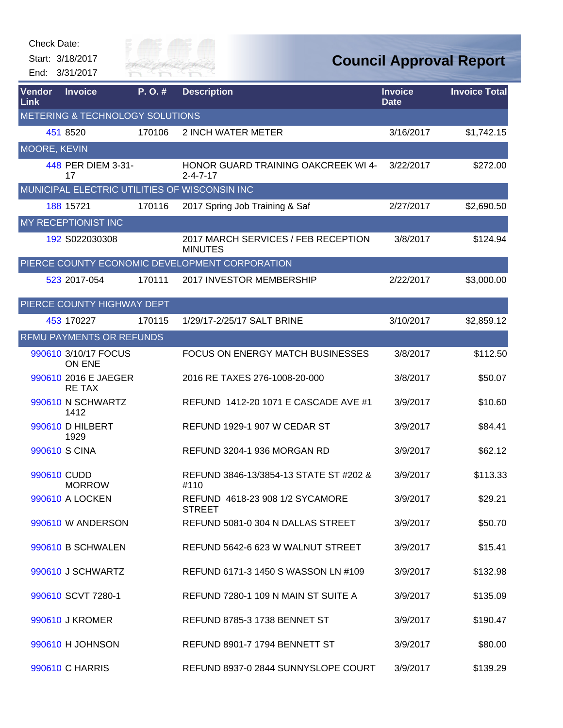Check Date:

Start: 3/18/2017

End: 3/31/2017

# Council Approval Report

| Vendor Link | Invoice | P. O. # | Description | Invoice Date | Invoice Total |
|---|---|---|---|---|---|
| METERING & TECHNOLOGY SOLUTIONS | | | | | |
| 451 | 8520 | 170106 | 2 INCH WATER METER | 3/16/2017 | $1,742.15 |
| MOORE, KEVIN | | | | | |
| 448 | PER DIEM 3-31-17 | | HONOR GUARD TRAINING OAKCREEK WI 4-2-4-7-17 | 3/22/2017 | $272.00 |
| MUNICIPAL ELECTRIC UTILITIES OF WISCONSIN INC | | | | | |
| 188 | 15721 | 170116 | 2017 Spring Job Training & Saf | 2/27/2017 | $2,690.50 |
| MY RECEPTIONIST INC | | | | | |
| 192 | S022030308 | | 2017 MARCH SERVICES / FEB RECEPTION MINUTES | 3/8/2017 | $124.94 |
| PIERCE COUNTY ECONOMIC DEVELOPMENT CORPORATION | | | | | |
| 523 | 2017-054 | 170111 | 2017 INVESTOR MEMBERSHIP | 2/22/2017 | $3,000.00 |
| PIERCE COUNTY HIGHWAY DEPT | | | | | |
| 453 | 170227 | 170115 | 1/29/17-2/25/17 SALT BRINE | 3/10/2017 | $2,859.12 |
| RFMU PAYMENTS OR REFUNDS | | | | | |
| 990610 | 3/10/17 FOCUS ON ENE | | FOCUS ON ENERGY MATCH BUSINESSES | 3/8/2017 | $112.50 |
| 990610 | 2016 E JAEGER RE TAX | | 2016 RE TAXES 276-1008-20-000 | 3/8/2017 | $50.07 |
| 990610 | N SCHWARTZ 1412 | | REFUND 1412-20 1071 E CASCADE AVE #1 | 3/9/2017 | $10.60 |
| 990610 | D HILBERT 1929 | | REFUND 1929-1 907 W CEDAR ST | 3/9/2017 | $84.41 |
| 990610 | S CINA | | REFUND 3204-1 936 MORGAN RD | 3/9/2017 | $62.12 |
| 990610 | CUDD MORROW | | REFUND 3846-13/3854-13 STATE ST #202 & #110 | 3/9/2017 | $113.33 |
| 990610 | A LOCKEN | | REFUND 4618-23 908 1/2 SYCAMORE STREET | 3/9/2017 | $29.21 |
| 990610 | W ANDERSON | | REFUND 5081-0 304 N DALLAS STREET | 3/9/2017 | $50.70 |
| 990610 | B SCHWALEN | | REFUND 5642-6 623 W WALNUT STREET | 3/9/2017 | $15.41 |
| 990610 | J SCHWARTZ | | REFUND 6171-3 1450 S WASSON LN #109 | 3/9/2017 | $132.98 |
| 990610 | SCVT 7280-1 | | REFUND 7280-1 109 N MAIN ST SUITE A | 3/9/2017 | $135.09 |
| 990610 | J KROMER | | REFUND 8785-3 1738 BENNET ST | 3/9/2017 | $190.47 |
| 990610 | H JOHNSON | | REFUND 8901-7 1794 BENNETT ST | 3/9/2017 | $80.00 |
| 990610 | C HARRIS | | REFUND 8937-0 2844 SUNNYSLOPE COURT | 3/9/2017 | $139.29 |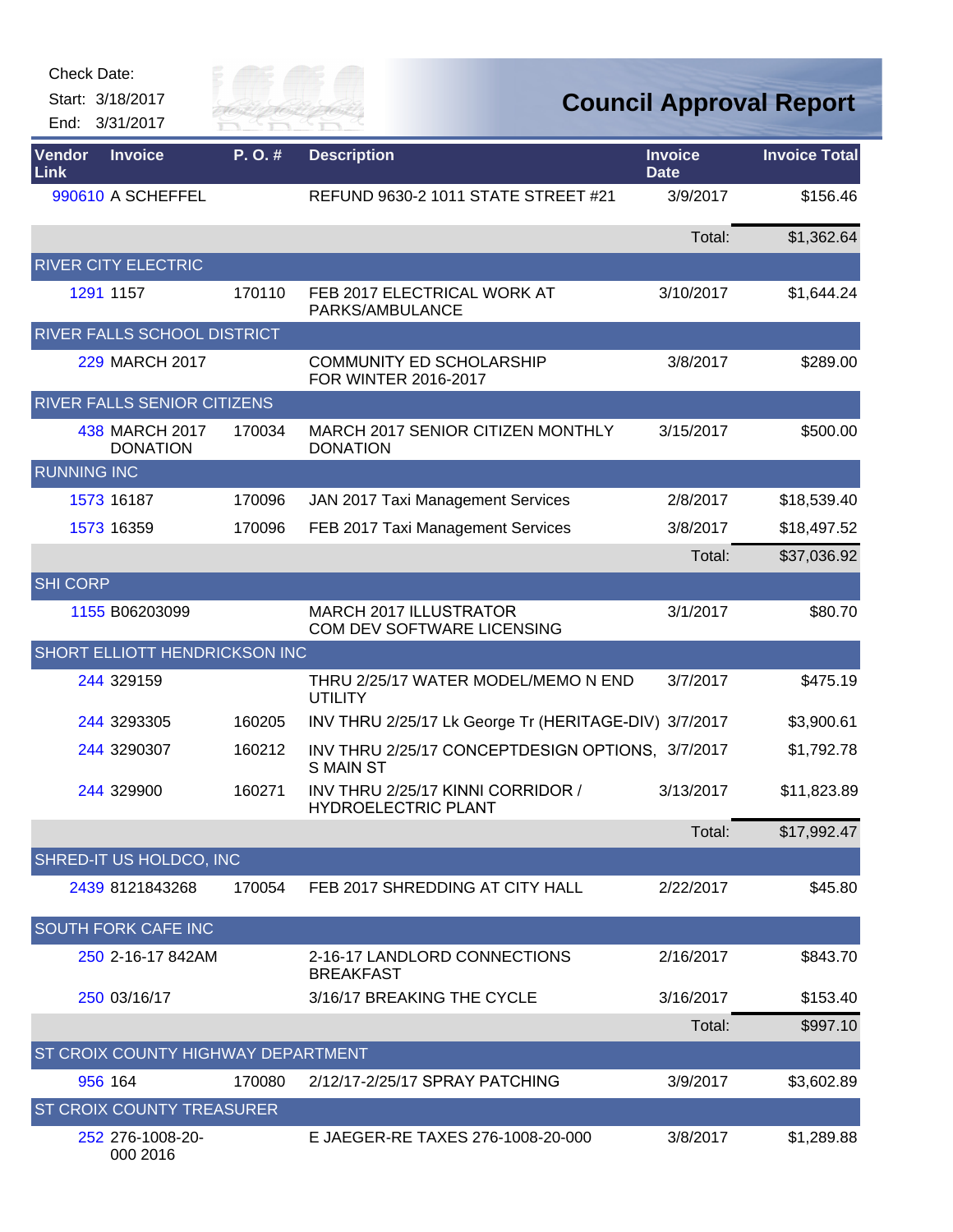Check Date:

Start: 3/18/2017

End: 3/31/2017

# Council Approval Report

| Vendor Link | Invoice | P. O. # | Description | Invoice Date | Invoice Total |
|---|---|---|---|---|---|
| 990610 | A SCHEFFEL | | REFUND 9630-2 1011 STATE STREET #21 | 3/9/2017 | $156.46 |
| | | | | Total: | $1,362.64 |
| RIVER CITY ELECTRIC | | | | | |
| 1291 | 1157 | 170110 | FEB 2017 ELECTRICAL WORK AT PARKS/AMBULANCE | 3/10/2017 | $1,644.24 |
| RIVER FALLS SCHOOL DISTRICT | | | | | |
| 229 | MARCH 2017 | | COMMUNITY ED SCHOLARSHIP FOR WINTER 2016-2017 | 3/8/2017 | $289.00 |
| RIVER FALLS SENIOR CITIZENS | | | | | |
| 438 | MARCH 2017 DONATION | 170034 | MARCH 2017 SENIOR CITIZEN MONTHLY DONATION | 3/15/2017 | $500.00 |
| RUNNING INC | | | | | |
| 1573 | 16187 | 170096 | JAN 2017 Taxi Management Services | 2/8/2017 | $18,539.40 |
| 1573 | 16359 | 170096 | FEB 2017 Taxi Management Services | 3/8/2017 | $18,497.52 |
| | | | | Total: | $37,036.92 |
| SHI CORP | | | | | |
| 1155 | B06203099 | | MARCH 2017 ILLUSTRATOR COM DEV SOFTWARE LICENSING | 3/1/2017 | $80.70 |
| SHORT ELLIOTT HENDRICKSON INC | | | | | |
| 244 | 329159 | | THRU 2/25/17 WATER MODEL/MEMO N END UTILITY | 3/7/2017 | $475.19 |
| 244 | 3293305 | 160205 | INV THRU 2/25/17 Lk George Tr (HERITAGE-DIV) | 3/7/2017 | $3,900.61 |
| 244 | 3290307 | 160212 | INV THRU 2/25/17 CONCEPTDESIGN OPTIONS, S MAIN ST | 3/7/2017 | $1,792.78 |
| 244 | 329900 | 160271 | INV THRU 2/25/17 KINNI CORRIDOR / HYDROELECTRIC PLANT | 3/13/2017 | $11,823.89 |
| | | | | Total: | $17,992.47 |
| SHRED-IT US HOLDCO, INC | | | | | |
| 2439 | 8121843268 | 170054 | FEB 2017 SHREDDING AT CITY HALL | 2/22/2017 | $45.80 |
| SOUTH FORK CAFE INC | | | | | |
| 250 | 2-16-17 842AM | | 2-16-17 LANDLORD CONNECTIONS BREAKFAST | 2/16/2017 | $843.70 |
| 250 | 03/16/17 | | 3/16/17 BREAKING THE CYCLE | 3/16/2017 | $153.40 |
| | | | | Total: | $997.10 |
| ST CROIX COUNTY HIGHWAY DEPARTMENT | | | | | |
| 956 | 164 | 170080 | 2/12/17-2/25/17 SPRAY PATCHING | 3/9/2017 | $3,602.89 |
| ST CROIX COUNTY TREASURER | | | | | |
| 252 | 276-1008-20-000 2016 | | E JAEGER-RE TAXES 276-1008-20-000 | 3/8/2017 | $1,289.88 |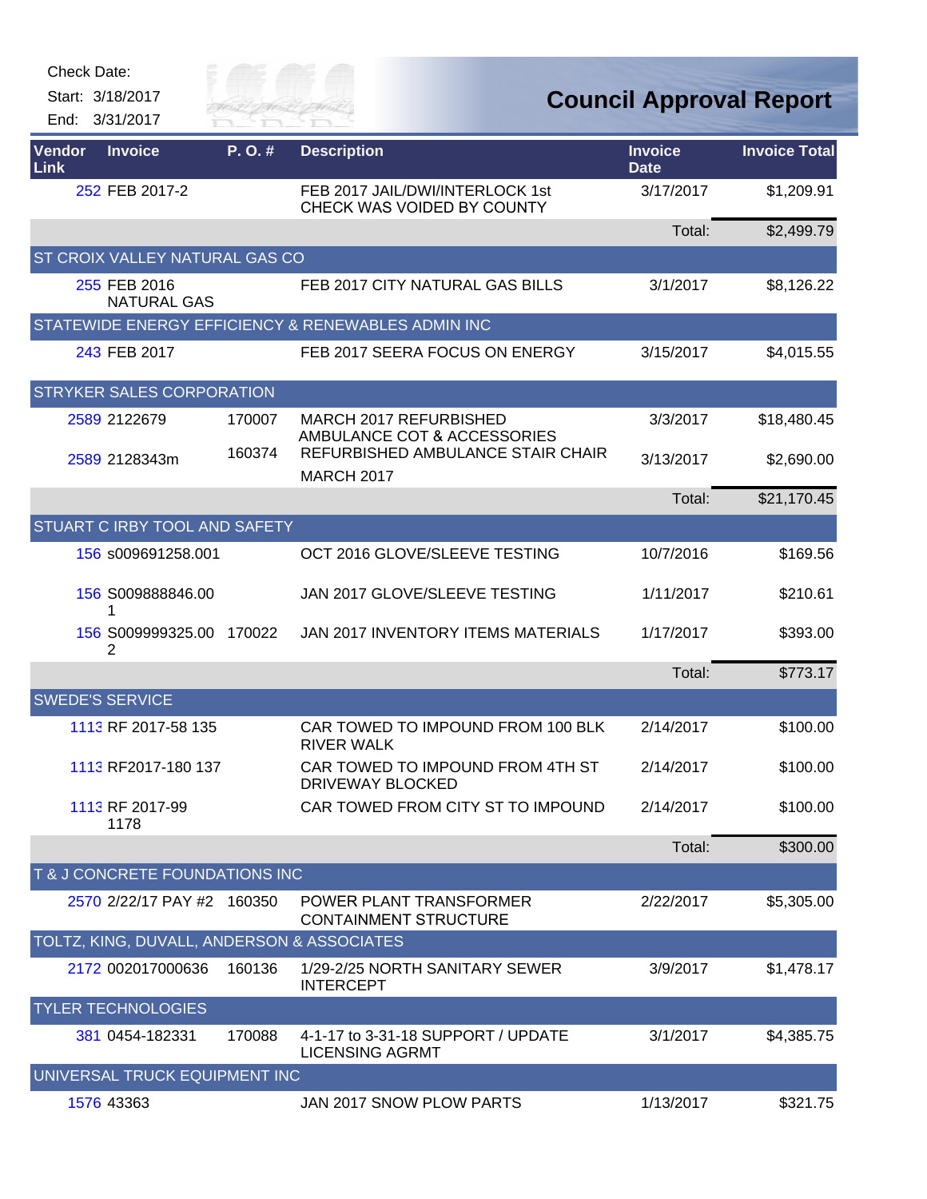Check Date:

Start: 3/18/2017

End: 3/31/2017

# Council Approval Report

| Vendor Link | Invoice | P. O. # | Description | Invoice Date | Invoice Total |
|---|---|---|---|---|---|
| 252 | FEB 2017-2 | | FEB 2017 JAIL/DWI/INTERLOCK 1st CHECK WAS VOIDED BY COUNTY | 3/17/2017 | $1,209.91 |
| | | | | Total: | $2,499.79 |
| ST CROIX VALLEY NATURAL GAS CO | | | | | |
| 255 | FEB 2016 NATURAL GAS | | FEB 2017 CITY NATURAL GAS BILLS | 3/1/2017 | $8,126.22 |
| STATEWIDE ENERGY EFFICIENCY & RENEWABLES ADMIN INC | | | | | |
| 243 | FEB 2017 | | FEB 2017 SEERA FOCUS ON ENERGY | 3/15/2017 | $4,015.55 |
| STRYKER SALES CORPORATION | | | | | |
| 2589 | 2122679 | 170007 | MARCH 2017 REFURBISHED AMBULANCE COT & ACCESSORIES | 3/3/2017 | $18,480.45 |
| 2589 | 2128343m | 160374 | REFURBISHED AMBULANCE STAIR CHAIR MARCH 2017 | 3/13/2017 | $2,690.00 |
| | | | | Total: | $21,170.45 |
| STUART C IRBY TOOL AND SAFETY | | | | | |
| 156 | s009691258.001 | | OCT 2016 GLOVE/SLEEVE TESTING | 10/7/2016 | $169.56 |
| 156 | S009888846.001 | | JAN 2017 GLOVE/SLEEVE TESTING | 1/11/2017 | $210.61 |
| 156 | S009999325.002 | 170022 | JAN 2017 INVENTORY ITEMS MATERIALS | 1/17/2017 | $393.00 |
| | | | | Total: | $773.17 |
| SWEDE'S SERVICE | | | | | |
| 1113 | RF 2017-58 135 | | CAR TOWED TO IMPOUND FROM 100 BLK RIVER WALK | 2/14/2017 | $100.00 |
| 1113 | RF2017-180 137 | | CAR TOWED TO IMPOUND FROM 4TH ST DRIVEWAY BLOCKED | 2/14/2017 | $100.00 |
| 1113 | RF 2017-99 1178 | | CAR TOWED FROM CITY ST TO IMPOUND | 2/14/2017 | $100.00 |
| | | | | Total: | $300.00 |
| T & J CONCRETE FOUNDATIONS INC | | | | | |
| 2570 | 2/22/17 PAY #2 | 160350 | POWER PLANT TRANSFORMER CONTAINMENT STRUCTURE | 2/22/2017 | $5,305.00 |
| TOLTZ, KING, DUVALL, ANDERSON & ASSOCIATES | | | | | |
| 2172 | 002017000636 | 160136 | 1/29-2/25 NORTH SANITARY SEWER INTERCEPT | 3/9/2017 | $1,478.17 |
| TYLER TECHNOLOGIES | | | | | |
| 381 | 0454-182331 | 170088 | 4-1-17 to 3-31-18 SUPPORT / UPDATE LICENSING AGRMT | 3/1/2017 | $4,385.75 |
| UNIVERSAL TRUCK EQUIPMENT INC | | | | | |
| 1576 | 43363 | | JAN 2017 SNOW PLOW PARTS | 1/13/2017 | $321.75 |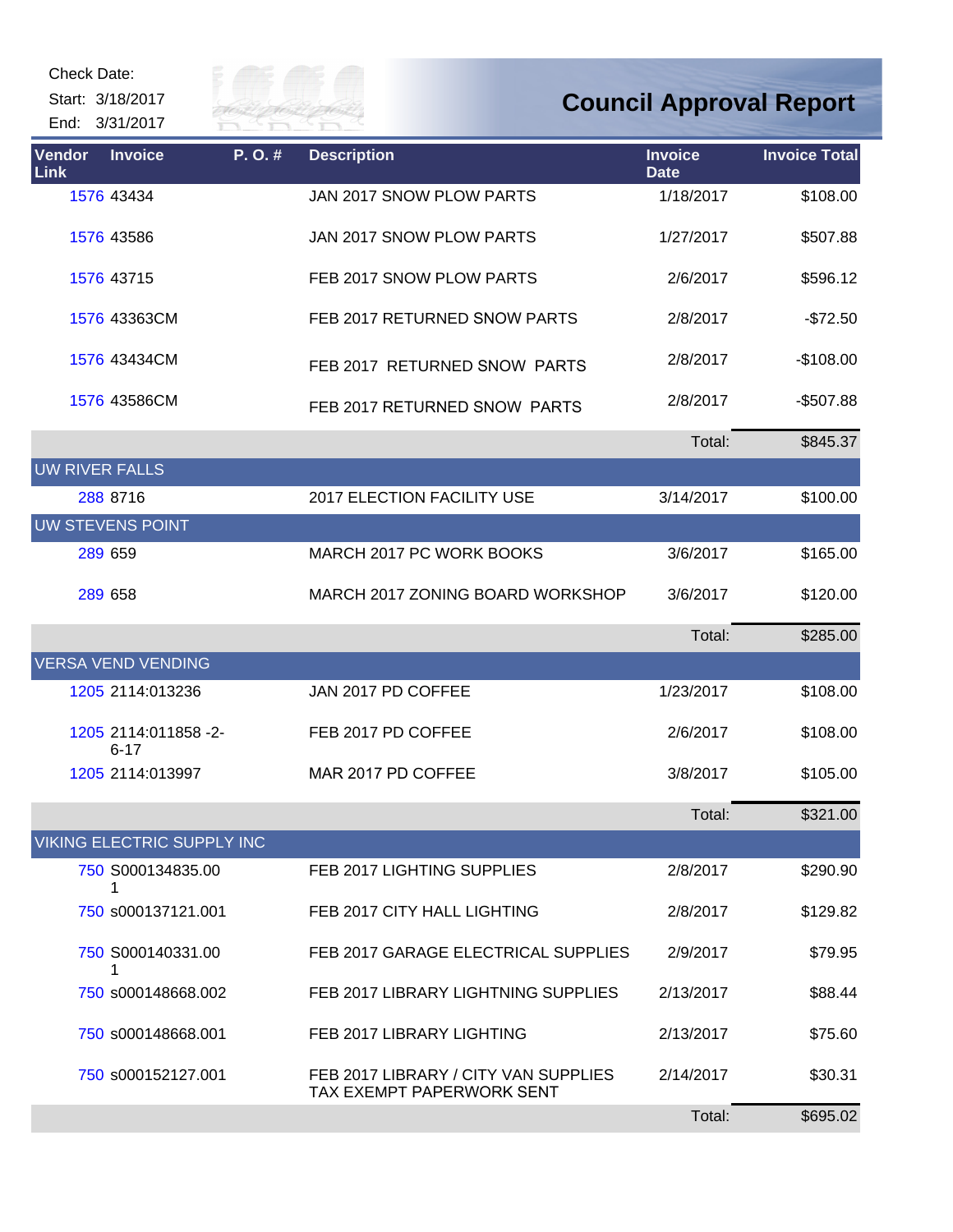Check Date:

Start: 3/18/2017

End: 3/31/2017

# Council Approval Report

| Vendor Link | Invoice | P. O. # | Description | Invoice Date | Invoice Total |
|---|---|---|---|---|---|
| 1576 | 43434 | | JAN 2017 SNOW PLOW PARTS | 1/18/2017 | $108.00 |
| 1576 | 43586 | | JAN 2017 SNOW PLOW PARTS | 1/27/2017 | $507.88 |
| 1576 | 43715 | | FEB 2017 SNOW PLOW PARTS | 2/6/2017 | $596.12 |
| 1576 | 43363CM | | FEB 2017 RETURNED SNOW PARTS | 2/8/2017 | -$72.50 |
| 1576 | 43434CM | | FEB 2017 RETURNED SNOW PARTS | 2/8/2017 | -$108.00 |
| 1576 | 43586CM | | FEB 2017 RETURNED SNOW PARTS | 2/8/2017 | -$507.88 |
| | | | | Total: | $845.37 |
| UW RIVER FALLS | | | | | |
| 288 | 8716 | | 2017 ELECTION FACILITY USE | 3/14/2017 | $100.00 |
| UW STEVENS POINT | | | | | |
| 289 | 659 | | MARCH 2017 PC WORK BOOKS | 3/6/2017 | $165.00 |
| 289 | 658 | | MARCH 2017 ZONING BOARD WORKSHOP | 3/6/2017 | $120.00 |
| | | | | Total: | $285.00 |
| VERSA VEND VENDING | | | | | |
| 1205 | 2114:013236 | | JAN 2017 PD COFFEE | 1/23/2017 | $108.00 |
| 1205 | 2114:011858 -2-6-17 | | FEB 2017 PD COFFEE | 2/6/2017 | $108.00 |
| 1205 | 2114:013997 | | MAR 2017 PD COFFEE | 3/8/2017 | $105.00 |
| | | | | Total: | $321.00 |
| VIKING ELECTRIC SUPPLY INC | | | | | |
| 750 | S000134835.001 | | FEB 2017 LIGHTING SUPPLIES | 2/8/2017 | $290.90 |
| 750 | s000137121.001 | | FEB 2017 CITY HALL LIGHTING | 2/8/2017 | $129.82 |
| 750 | S000140331.001 | | FEB 2017 GARAGE ELECTRICAL SUPPLIES | 2/9/2017 | $79.95 |
| 750 | s000148668.002 | | FEB 2017 LIBRARY LIGHTNING SUPPLIES | 2/13/2017 | $88.44 |
| 750 | s000148668.001 | | FEB 2017 LIBRARY LIGHTING | 2/13/2017 | $75.60 |
| 750 | s000152127.001 | | FEB 2017 LIBRARY / CITY VAN SUPPLIES TAX EXEMPT PAPERWORK SENT | 2/14/2017 | $30.31 |
| | | | | Total: | $695.02 |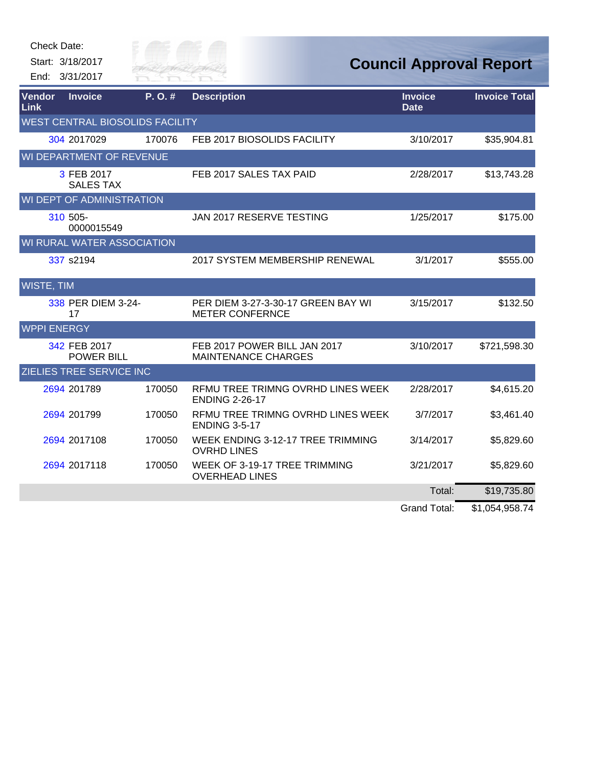Check Date:

Start: 3/18/2017

End: 3/31/2017

# Council Approval Report

| Vendor Link | Invoice | P. O. # | Description | Invoice Date | Invoice Total |
|---|---|---|---|---|---|
| WEST CENTRAL BIOSOLIDS FACILITY | | | | | |
| 304 | 2017029 | 170076 | FEB 2017 BIOSOLIDS FACILITY | 3/10/2017 | $35,904.81 |
| WI DEPARTMENT OF REVENUE | | | | | |
| 3 | FEB 2017 SALES TAX | | FEB 2017 SALES TAX PAID | 2/28/2017 | $13,743.28 |
| WI DEPT OF ADMINISTRATION | | | | | |
| 310 | 505-0000015549 | | JAN 2017 RESERVE TESTING | 1/25/2017 | $175.00 |
| WI RURAL WATER ASSOCIATION | | | | | |
| 337 | s2194 | | 2017 SYSTEM MEMBERSHIP RENEWAL | 3/1/2017 | $555.00 |
| WISTE, TIM | | | | | |
| 338 | PER DIEM 3-24-17 | | PER DIEM 3-27-3-30-17 GREEN BAY WI METER CONFERNCE | 3/15/2017 | $132.50 |
| WPPI ENERGY | | | | | |
| 342 | FEB 2017 POWER BILL | | FEB 2017 POWER BILL JAN 2017 MAINTENANCE CHARGES | 3/10/2017 | $721,598.30 |
| ZIELIES TREE SERVICE INC | | | | | |
| 2694 | 201789 | 170050 | RFMU TREE TRIMNG OVRHD LINES WEEK ENDING 2-26-17 | 2/28/2017 | $4,615.20 |
| 2694 | 201799 | 170050 | RFMU TREE TRIMNG OVRHD LINES WEEK ENDING 3-5-17 | 3/7/2017 | $3,461.40 |
| 2694 | 2017108 | 170050 | WEEK ENDING 3-12-17 TREE TRIMMING OVRHD LINES | 3/14/2017 | $5,829.60 |
| 2694 | 2017118 | 170050 | WEEK OF 3-19-17 TREE TRIMMING OVERHEAD LINES | 3/21/2017 | $5,829.60 |
| | | | | Total: | $19,735.80 |
| | | | | Grand Total: | $1,054,958.74 |